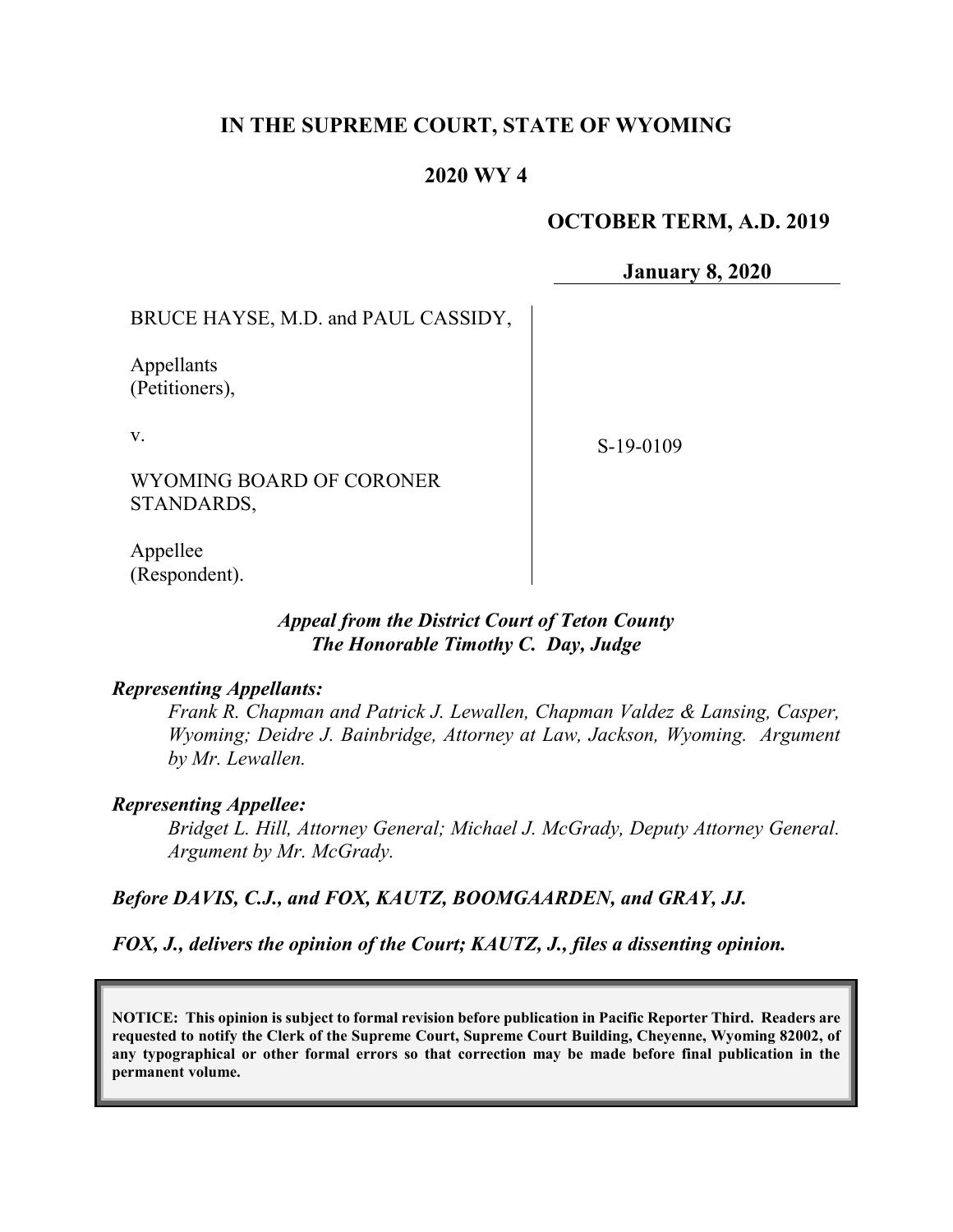# IN THE SUPREME COURT, STATE OF WYOMING

## 2020 WY 4

**OCTOBER TERM, A.D. 2019**

**January 8, 2020**

| | |
|---|---|
| BRUCE HAYSE, M.D. and PAUL CASSIDY,<br><br>Appellants<br>(Petitioners),<br><br>v.<br><br>WYOMING BOARD OF CORONER STANDARDS,<br><br>Appellee<br>(Respondent). | S-19-0109 |

***Appeal from the District Court of Teton County***
***The Honorable Timothy C. Day, Judge***

***Representing Appellants:***

*Frank R. Chapman and Patrick J. Lewallen, Chapman Valdez & Lansing, Casper, Wyoming; Deidre J. Bainbridge, Attorney at Law, Jackson, Wyoming. Argument by Mr. Lewallen.*

***Representing Appellee:***

*Bridget L. Hill, Attorney General; Michael J. McGrady, Deputy Attorney General. Argument by Mr. McGrady.*

***Before DAVIS, C.J., and FOX, KAUTZ, BOOMGAARDEN, and GRAY, JJ.***

***FOX, J., delivers the opinion of the Court; KAUTZ, J., files a dissenting opinion.***

**NOTICE: This opinion is subject to formal revision before publication in Pacific Reporter Third. Readers are requested to notify the Clerk of the Supreme Court, Supreme Court Building, Cheyenne, Wyoming 82002, of any typographical or other formal errors so that correction may be made before final publication in the permanent volume.**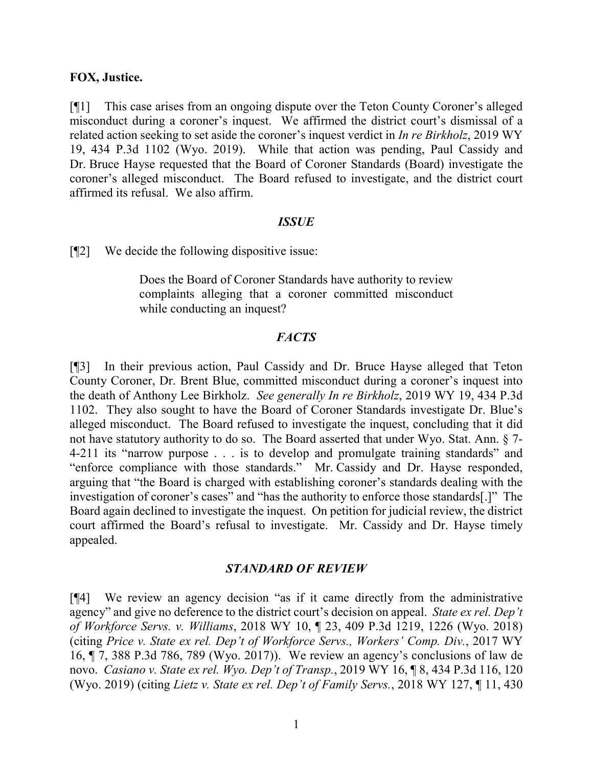**FOX, Justice.**

[¶1] This case arises from an ongoing dispute over the Teton County Coroner's alleged misconduct during a coroner's inquest. We affirmed the district court's dismissal of a related action seeking to set aside the coroner's inquest verdict in *In re Birkholz*, 2019 WY 19, 434 P.3d 1102 (Wyo. 2019). While that action was pending, Paul Cassidy and Dr. Bruce Hayse requested that the Board of Coroner Standards (Board) investigate the coroner's alleged misconduct. The Board refused to investigate, and the district court affirmed its refusal. We also affirm.

### *ISSUE*

[¶2] We decide the following dispositive issue:

> Does the Board of Coroner Standards have authority to review complaints alleging that a coroner committed misconduct while conducting an inquest?

### *FACTS*

[¶3] In their previous action, Paul Cassidy and Dr. Bruce Hayse alleged that Teton County Coroner, Dr. Brent Blue, committed misconduct during a coroner's inquest into the death of Anthony Lee Birkholz. *See generally In re Birkholz*, 2019 WY 19, 434 P.3d 1102. They also sought to have the Board of Coroner Standards investigate Dr. Blue's alleged misconduct. The Board refused to investigate the inquest, concluding that it did not have statutory authority to do so. The Board asserted that under Wyo. Stat. Ann. § 7-4-211 its "narrow purpose . . . is to develop and promulgate training standards" and "enforce compliance with those standards." Mr. Cassidy and Dr. Hayse responded, arguing that "the Board is charged with establishing coroner's standards dealing with the investigation of coroner's cases" and "has the authority to enforce those standards[.]" The Board again declined to investigate the inquest. On petition for judicial review, the district court affirmed the Board's refusal to investigate. Mr. Cassidy and Dr. Hayse timely appealed.

### *STANDARD OF REVIEW*

[¶4] We review an agency decision "as if it came directly from the administrative agency" and give no deference to the district court's decision on appeal. *State ex rel. Dep't of Workforce Servs. v. Williams*, 2018 WY 10, ¶ 23, 409 P.3d 1219, 1226 (Wyo. 2018) (citing *Price v. State ex rel. Dep't of Workforce Servs., Workers' Comp. Div.*, 2017 WY 16, ¶ 7, 388 P.3d 786, 789 (Wyo. 2017)). We review an agency's conclusions of law de novo. *Casiano v. State ex rel. Wyo. Dep't of Transp.*, 2019 WY 16, ¶ 8, 434 P.3d 116, 120 (Wyo. 2019) (citing *Lietz v. State ex rel. Dep't of Family Servs.*, 2018 WY 127, ¶ 11, 430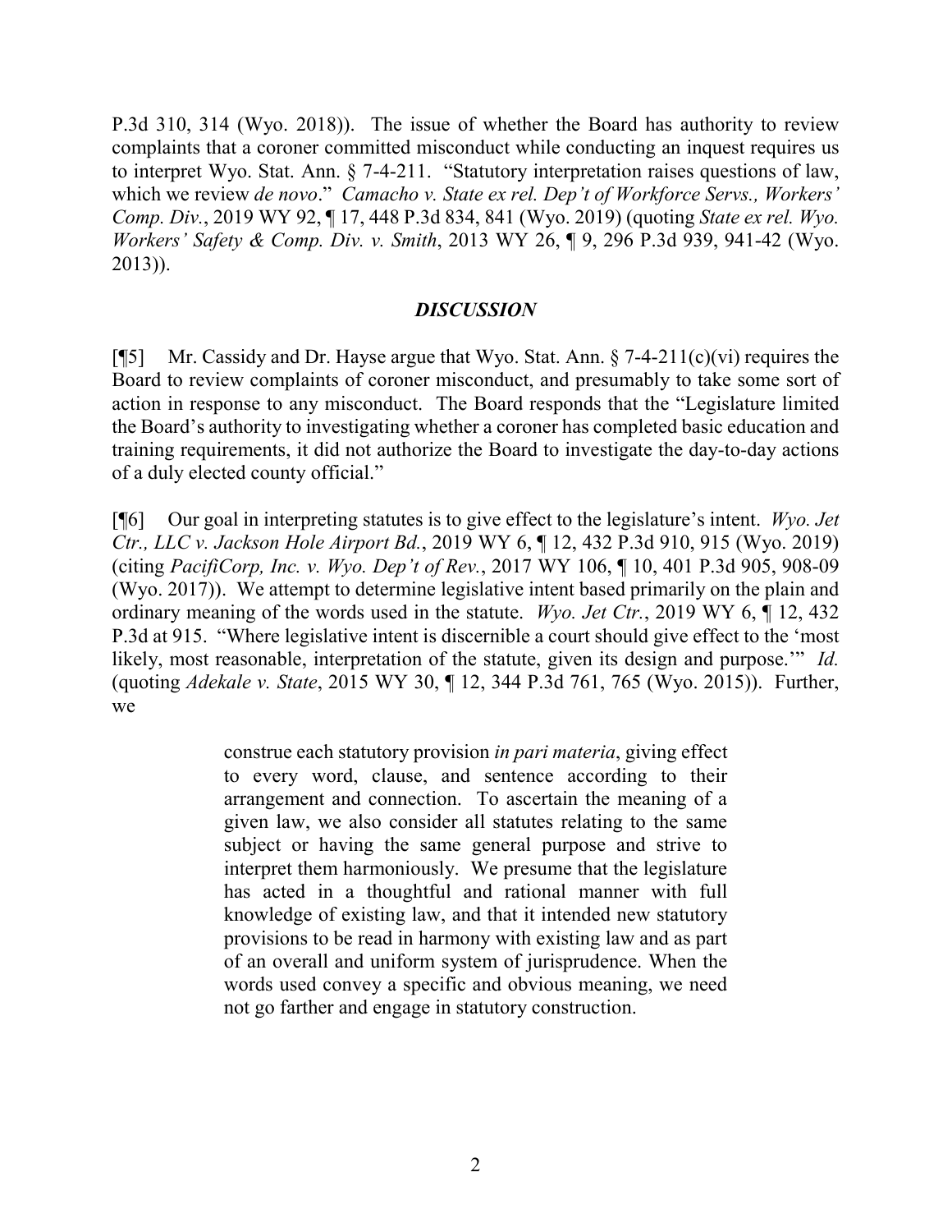P.3d 310, 314 (Wyo. 2018)). The issue of whether the Board has authority to review complaints that a coroner committed misconduct while conducting an inquest requires us to interpret Wyo. Stat. Ann. § 7-4-211. "Statutory interpretation raises questions of law, which we review *de novo*." *Camacho v. State ex rel. Dep't of Workforce Servs., Workers' Comp. Div.*, 2019 WY 92, ¶ 17, 448 P.3d 834, 841 (Wyo. 2019) (quoting *State ex rel. Wyo. Workers' Safety & Comp. Div. v. Smith*, 2013 WY 26, ¶ 9, 296 P.3d 939, 941-42 (Wyo. 2013)).

## *DISCUSSION*

[¶5] Mr. Cassidy and Dr. Hayse argue that Wyo. Stat. Ann. § 7-4-211(c)(vi) requires the Board to review complaints of coroner misconduct, and presumably to take some sort of action in response to any misconduct. The Board responds that the "Legislature limited the Board's authority to investigating whether a coroner has completed basic education and training requirements, it did not authorize the Board to investigate the day-to-day actions of a duly elected county official."

[¶6] Our goal in interpreting statutes is to give effect to the legislature's intent. *Wyo. Jet Ctr., LLC v. Jackson Hole Airport Bd.*, 2019 WY 6, ¶ 12, 432 P.3d 910, 915 (Wyo. 2019) (citing *PacifiCorp, Inc. v. Wyo. Dep't of Rev.*, 2017 WY 106, ¶ 10, 401 P.3d 905, 908-09 (Wyo. 2017)). We attempt to determine legislative intent based primarily on the plain and ordinary meaning of the words used in the statute. *Wyo. Jet Ctr.*, 2019 WY 6, ¶ 12, 432 P.3d at 915. "Where legislative intent is discernible a court should give effect to the 'most likely, most reasonable, interpretation of the statute, given its design and purpose.'" *Id.* (quoting *Adekale v. State*, 2015 WY 30, ¶ 12, 344 P.3d 761, 765 (Wyo. 2015)). Further, we

> construe each statutory provision *in pari materia*, giving effect to every word, clause, and sentence according to their arrangement and connection. To ascertain the meaning of a given law, we also consider all statutes relating to the same subject or having the same general purpose and strive to interpret them harmoniously. We presume that the legislature has acted in a thoughtful and rational manner with full knowledge of existing law, and that it intended new statutory provisions to be read in harmony with existing law and as part of an overall and uniform system of jurisprudence. When the words used convey a specific and obvious meaning, we need not go farther and engage in statutory construction.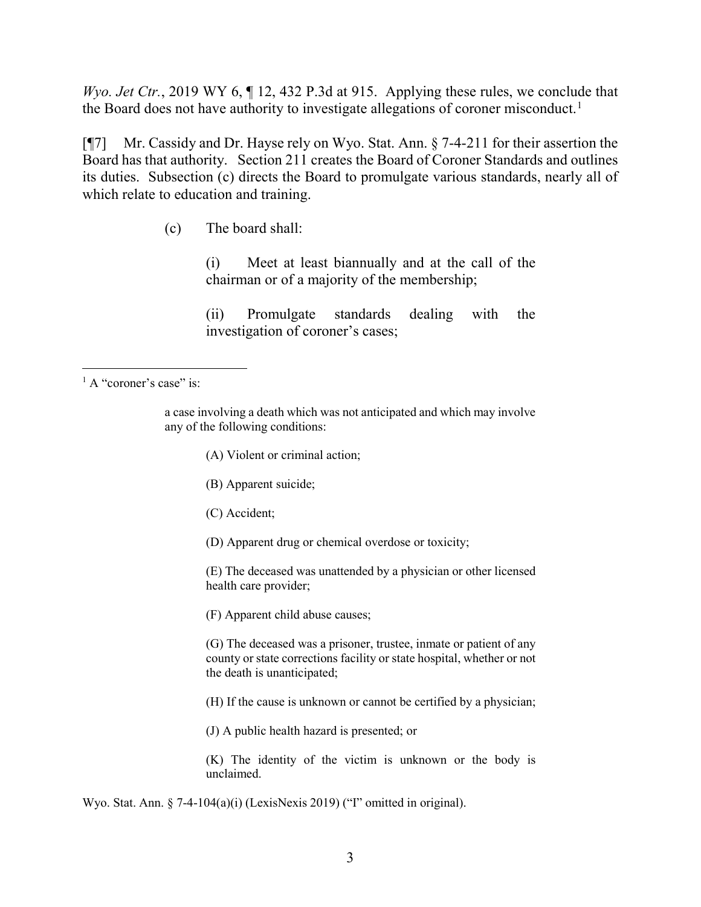*Wyo. Jet Ctr.*, 2019 WY 6, ¶ 12, 432 P.3d at 915. Applying these rules, we conclude that the Board does not have authority to investigate allegations of coroner misconduct.[1]

[¶7] Mr. Cassidy and Dr. Hayse rely on Wyo. Stat. Ann. § 7-4-211 for their assertion the Board has that authority. Section 211 creates the Board of Coroner Standards and outlines its duties. Subsection (c) directs the Board to promulgate various standards, nearly all of which relate to education and training.

> (c) The board shall:
>
> > (i) Meet at least biannually and at the call of the chairman or of a majority of the membership;
> >
> > (ii) Promulgate standards dealing with the investigation of coroner's cases;

---

[1] A "coroner's case" is:

> a case involving a death which was not anticipated and which may involve any of the following conditions:
>
> > (A) Violent or criminal action;
> >
> > (B) Apparent suicide;
> >
> > (C) Accident;
> >
> > (D) Apparent drug or chemical overdose or toxicity;
> >
> > (E) The deceased was unattended by a physician or other licensed health care provider;
> >
> > (F) Apparent child abuse causes;
> >
> > (G) The deceased was a prisoner, trustee, inmate or patient of any county or state corrections facility or state hospital, whether or not the death is unanticipated;
> >
> > (H) If the cause is unknown or cannot be certified by a physician;
> >
> > (J) A public health hazard is presented; or
> >
> > (K) The identity of the victim is unknown or the body is unclaimed.

Wyo. Stat. Ann. § 7-4-104(a)(i) (LexisNexis 2019) ("I" omitted in original).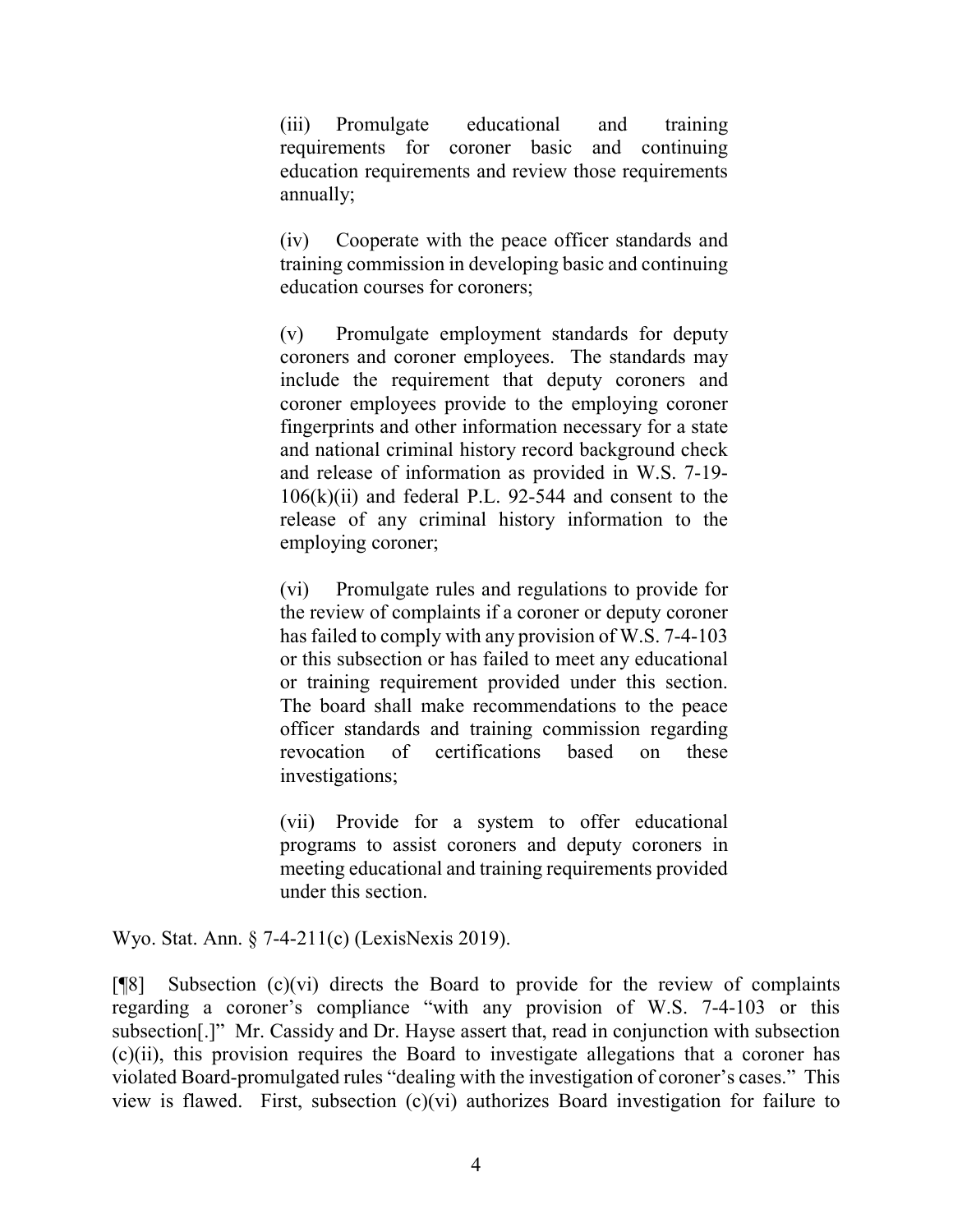> (iii) Promulgate educational and training requirements for coroner basic and continuing education requirements and review those requirements annually;
>
> (iv) Cooperate with the peace officer standards and training commission in developing basic and continuing education courses for coroners;
>
> (v) Promulgate employment standards for deputy coroners and coroner employees. The standards may include the requirement that deputy coroners and coroner employees provide to the employing coroner fingerprints and other information necessary for a state and national criminal history record background check and release of information as provided in W.S. 7-19-106(k)(ii) and federal P.L. 92-544 and consent to the release of any criminal history information to the employing coroner;
>
> (vi) Promulgate rules and regulations to provide for the review of complaints if a coroner or deputy coroner has failed to comply with any provision of W.S. 7-4-103 or this subsection or has failed to meet any educational or training requirement provided under this section. The board shall make recommendations to the peace officer standards and training commission regarding revocation of certifications based on these investigations;
>
> (vii) Provide for a system to offer educational programs to assist coroners and deputy coroners in meeting educational and training requirements provided under this section.

Wyo. Stat. Ann. § 7-4-211(c) (LexisNexis 2019).

[¶8] Subsection (c)(vi) directs the Board to provide for the review of complaints regarding a coroner's compliance "with any provision of W.S. 7-4-103 or this subsection[.]" Mr. Cassidy and Dr. Hayse assert that, read in conjunction with subsection (c)(ii), this provision requires the Board to investigate allegations that a coroner has violated Board-promulgated rules "dealing with the investigation of coroner's cases." This view is flawed. First, subsection (c)(vi) authorizes Board investigation for failure to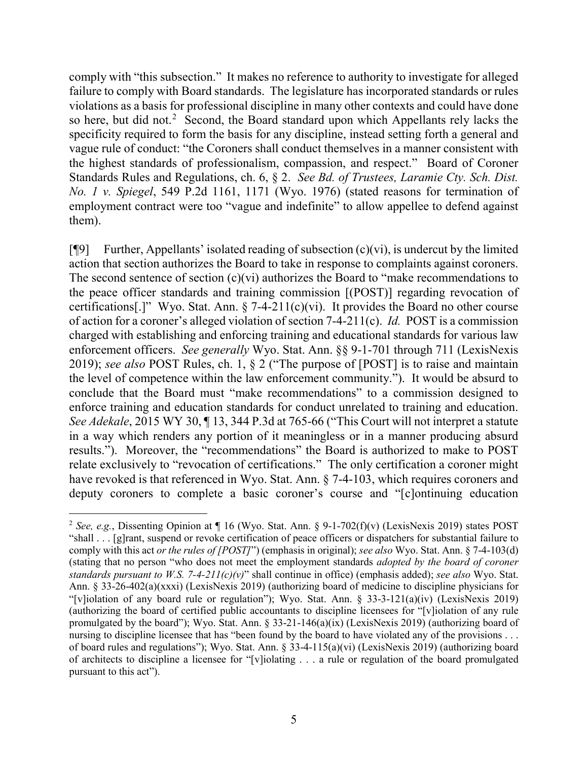comply with "this subsection." It makes no reference to authority to investigate for alleged failure to comply with Board standards. The legislature has incorporated standards or rules violations as a basis for professional discipline in many other contexts and could have done so here, but did not.[2] Second, the Board standard upon which Appellants rely lacks the specificity required to form the basis for any discipline, instead setting forth a general and vague rule of conduct: "the Coroners shall conduct themselves in a manner consistent with the highest standards of professionalism, compassion, and respect." Board of Coroner Standards Rules and Regulations, ch. 6, § 2. *See Bd. of Trustees, Laramie Cty. Sch. Dist. No. 1 v. Spiegel*, 549 P.2d 1161, 1171 (Wyo. 1976) (stated reasons for termination of employment contract were too "vague and indefinite" to allow appellee to defend against them).

[¶9] Further, Appellants' isolated reading of subsection (c)(vi), is undercut by the limited action that section authorizes the Board to take in response to complaints against coroners. The second sentence of section (c)(vi) authorizes the Board to "make recommendations to the peace officer standards and training commission [(POST)] regarding revocation of certifications[.]" Wyo. Stat. Ann. § 7-4-211(c)(vi). It provides the Board no other course of action for a coroner's alleged violation of section 7-4-211(c). *Id.* POST is a commission charged with establishing and enforcing training and educational standards for various law enforcement officers. *See generally* Wyo. Stat. Ann. §§ 9-1-701 through 711 (LexisNexis 2019); *see also* POST Rules, ch. 1, § 2 ("The purpose of [POST] is to raise and maintain the level of competence within the law enforcement community."). It would be absurd to conclude that the Board must "make recommendations" to a commission designed to enforce training and education standards for conduct unrelated to training and education. *See Adekale*, 2015 WY 30, ¶ 13, 344 P.3d at 765-66 ("This Court will not interpret a statute in a way which renders any portion of it meaningless or in a manner producing absurd results."). Moreover, the "recommendations" the Board is authorized to make to POST relate exclusively to "revocation of certifications." The only certification a coroner might have revoked is that referenced in Wyo. Stat. Ann. § 7-4-103, which requires coroners and deputy coroners to complete a basic coroner's course and "[c]ontinuing education

---

[2] *See, e.g.*, Dissenting Opinion at ¶ 16 (Wyo. Stat. Ann. § 9-1-702(f)(v) (LexisNexis 2019) states POST "shall . . . [g]rant, suspend or revoke certification of peace officers or dispatchers for substantial failure to comply with this act *or the rules of [POST]*") (emphasis in original); *see also* Wyo. Stat. Ann. § 7-4-103(d) (stating that no person "who does not meet the employment standards *adopted by the board of coroner standards pursuant to W.S. 7-4-211(c)(v)*" shall continue in office) (emphasis added); *see also* Wyo. Stat. Ann. § 33-26-402(a)(xxxi) (LexisNexis 2019) (authorizing board of medicine to discipline physicians for "[v]iolation of any board rule or regulation"); Wyo. Stat. Ann. § 33-3-121(a)(iv) (LexisNexis 2019) (authorizing the board of certified public accountants to discipline licensees for "[v]iolation of any rule promulgated by the board"); Wyo. Stat. Ann. § 33-21-146(a)(ix) (LexisNexis 2019) (authorizing board of nursing to discipline licensee that has "been found by the board to have violated any of the provisions . . . of board rules and regulations"); Wyo. Stat. Ann. § 33-4-115(a)(vi) (LexisNexis 2019) (authorizing board of architects to discipline a licensee for "[v]iolating . . . a rule or regulation of the board promulgated pursuant to this act").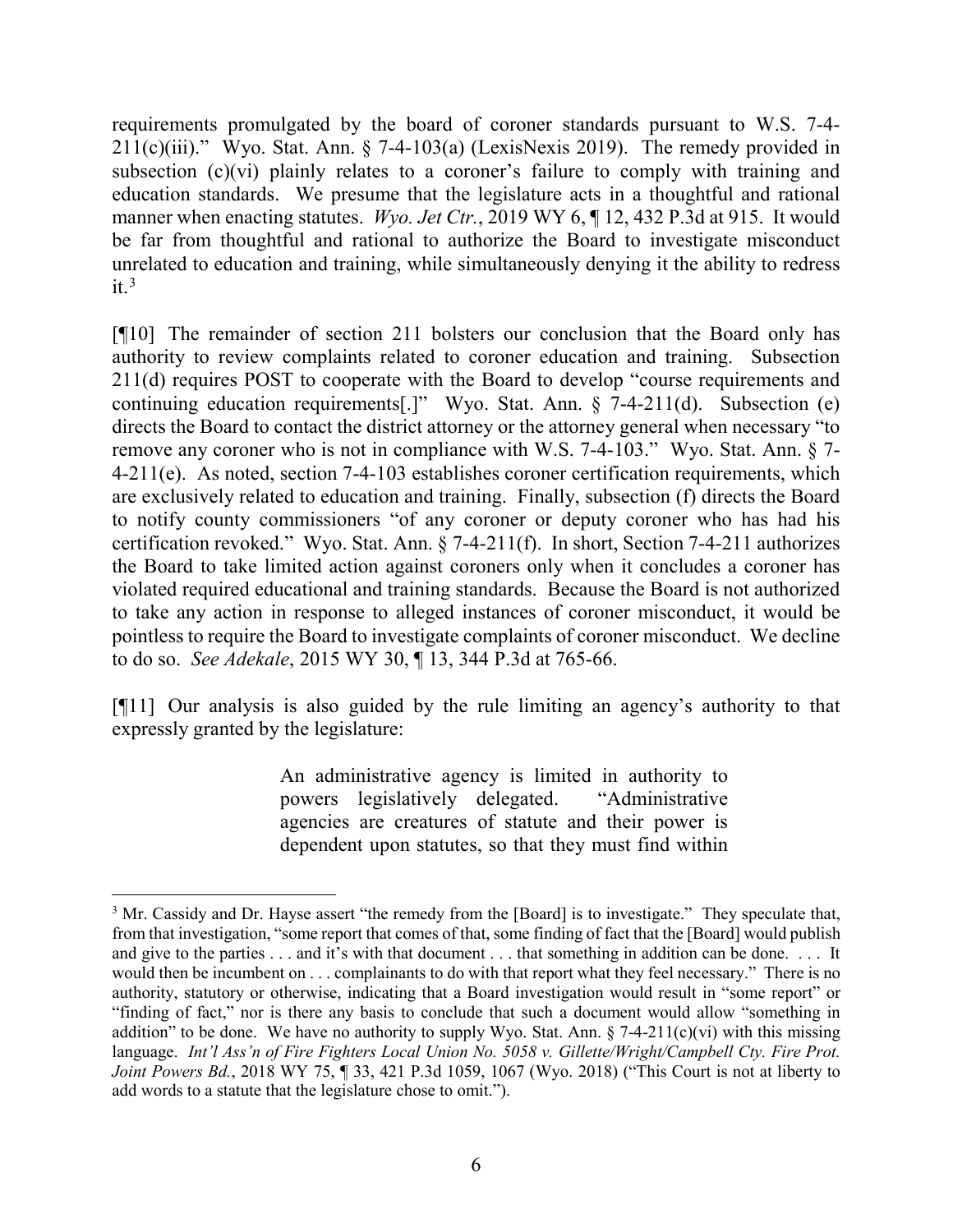requirements promulgated by the board of coroner standards pursuant to W.S. 7-4-211(c)(iii)." Wyo. Stat. Ann. § 7-4-103(a) (LexisNexis 2019). The remedy provided in subsection (c)(vi) plainly relates to a coroner's failure to comply with training and education standards. We presume that the legislature acts in a thoughtful and rational manner when enacting statutes. *Wyo. Jet Ctr.*, 2019 WY 6, ¶ 12, 432 P.3d at 915. It would be far from thoughtful and rational to authorize the Board to investigate misconduct unrelated to education and training, while simultaneously denying it the ability to redress it.[3]

[¶10] The remainder of section 211 bolsters our conclusion that the Board only has authority to review complaints related to coroner education and training. Subsection 211(d) requires POST to cooperate with the Board to develop "course requirements and continuing education requirements[.]" Wyo. Stat. Ann. § 7-4-211(d). Subsection (e) directs the Board to contact the district attorney or the attorney general when necessary "to remove any coroner who is not in compliance with W.S. 7-4-103." Wyo. Stat. Ann. § 7-4-211(e). As noted, section 7-4-103 establishes coroner certification requirements, which are exclusively related to education and training. Finally, subsection (f) directs the Board to notify county commissioners "of any coroner or deputy coroner who has had his certification revoked." Wyo. Stat. Ann. § 7-4-211(f). In short, Section 7-4-211 authorizes the Board to take limited action against coroners only when it concludes a coroner has violated required educational and training standards. Because the Board is not authorized to take any action in response to alleged instances of coroner misconduct, it would be pointless to require the Board to investigate complaints of coroner misconduct. We decline to do so. *See Adekale*, 2015 WY 30, ¶ 13, 344 P.3d at 765-66.

[¶11] Our analysis is also guided by the rule limiting an agency's authority to that expressly granted by the legislature:

> An administrative agency is limited in authority to powers legislatively delegated. "Administrative agencies are creatures of statute and their power is dependent upon statutes, so that they must find within

---

[3] Mr. Cassidy and Dr. Hayse assert "the remedy from the [Board] is to investigate." They speculate that, from that investigation, "some report that comes of that, some finding of fact that the [Board] would publish and give to the parties . . . and it's with that document . . . that something in addition can be done. . . . It would then be incumbent on . . . complainants to do with that report what they feel necessary." There is no authority, statutory or otherwise, indicating that a Board investigation would result in "some report" or "finding of fact," nor is there any basis to conclude that such a document would allow "something in addition" to be done. We have no authority to supply Wyo. Stat. Ann. § 7-4-211(c)(vi) with this missing language. *Int'l Ass'n of Fire Fighters Local Union No. 5058 v. Gillette/Wright/Campbell Cty. Fire Prot. Joint Powers Bd.*, 2018 WY 75, ¶ 33, 421 P.3d 1059, 1067 (Wyo. 2018) ("This Court is not at liberty to add words to a statute that the legislature chose to omit.").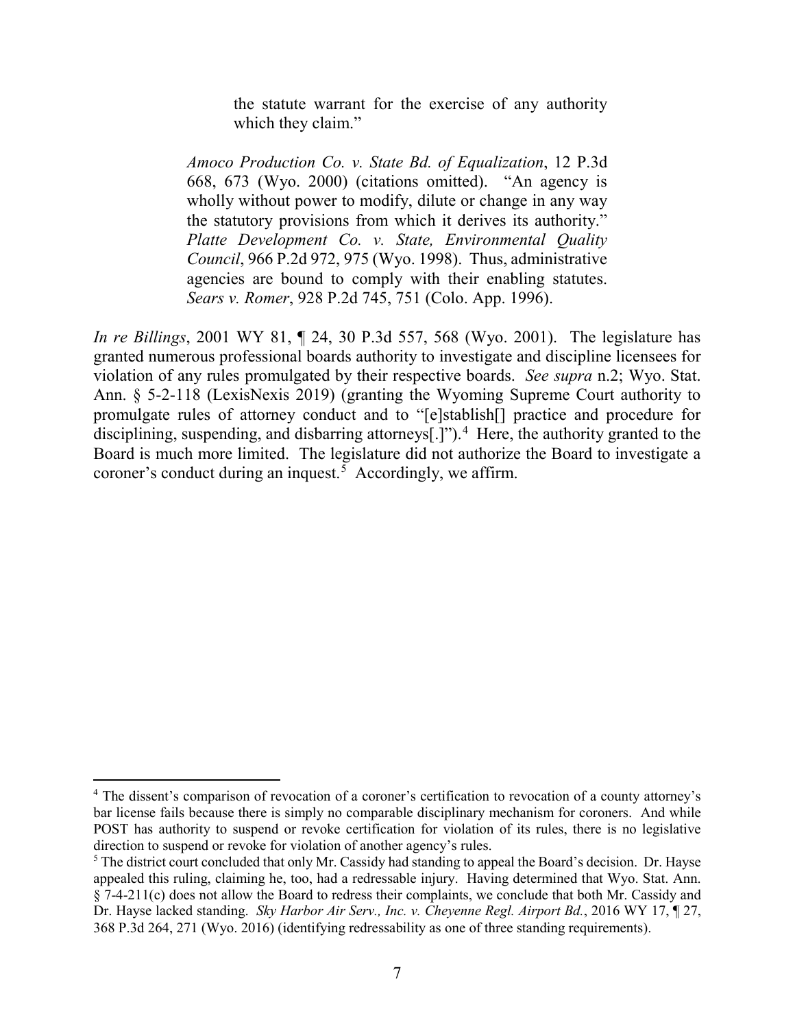> the statute warrant for the exercise of any authority which they claim."
>
> *Amoco Production Co. v. State Bd. of Equalization*, 12 P.3d 668, 673 (Wyo. 2000) (citations omitted). "An agency is wholly without power to modify, dilute or change in any way the statutory provisions from which it derives its authority." *Platte Development Co. v. State, Environmental Quality Council*, 966 P.2d 972, 975 (Wyo. 1998). Thus, administrative agencies are bound to comply with their enabling statutes. *Sears v. Romer*, 928 P.2d 745, 751 (Colo. App. 1996).

*In re Billings*, 2001 WY 81, ¶ 24, 30 P.3d 557, 568 (Wyo. 2001). The legislature has granted numerous professional boards authority to investigate and discipline licensees for violation of any rules promulgated by their respective boards. *See supra* n.2; Wyo. Stat. Ann. § 5-2-118 (LexisNexis 2019) (granting the Wyoming Supreme Court authority to promulgate rules of attorney conduct and to "[e]stablish[] practice and procedure for disciplining, suspending, and disbarring attorneys[.]").[4] Here, the authority granted to the Board is much more limited. The legislature did not authorize the Board to investigate a coroner's conduct during an inquest.[5] Accordingly, we affirm.

---

[4] The dissent's comparison of revocation of a coroner's certification to revocation of a county attorney's bar license fails because there is simply no comparable disciplinary mechanism for coroners. And while POST has authority to suspend or revoke certification for violation of its rules, there is no legislative direction to suspend or revoke for violation of another agency's rules.

[5] The district court concluded that only Mr. Cassidy had standing to appeal the Board's decision. Dr. Hayse appealed this ruling, claiming he, too, had a redressable injury. Having determined that Wyo. Stat. Ann. § 7-4-211(c) does not allow the Board to redress their complaints, we conclude that both Mr. Cassidy and Dr. Hayse lacked standing. *Sky Harbor Air Serv., Inc. v. Cheyenne Regl. Airport Bd.*, 2016 WY 17, ¶ 27, 368 P.3d 264, 271 (Wyo. 2016) (identifying redressability as one of three standing requirements).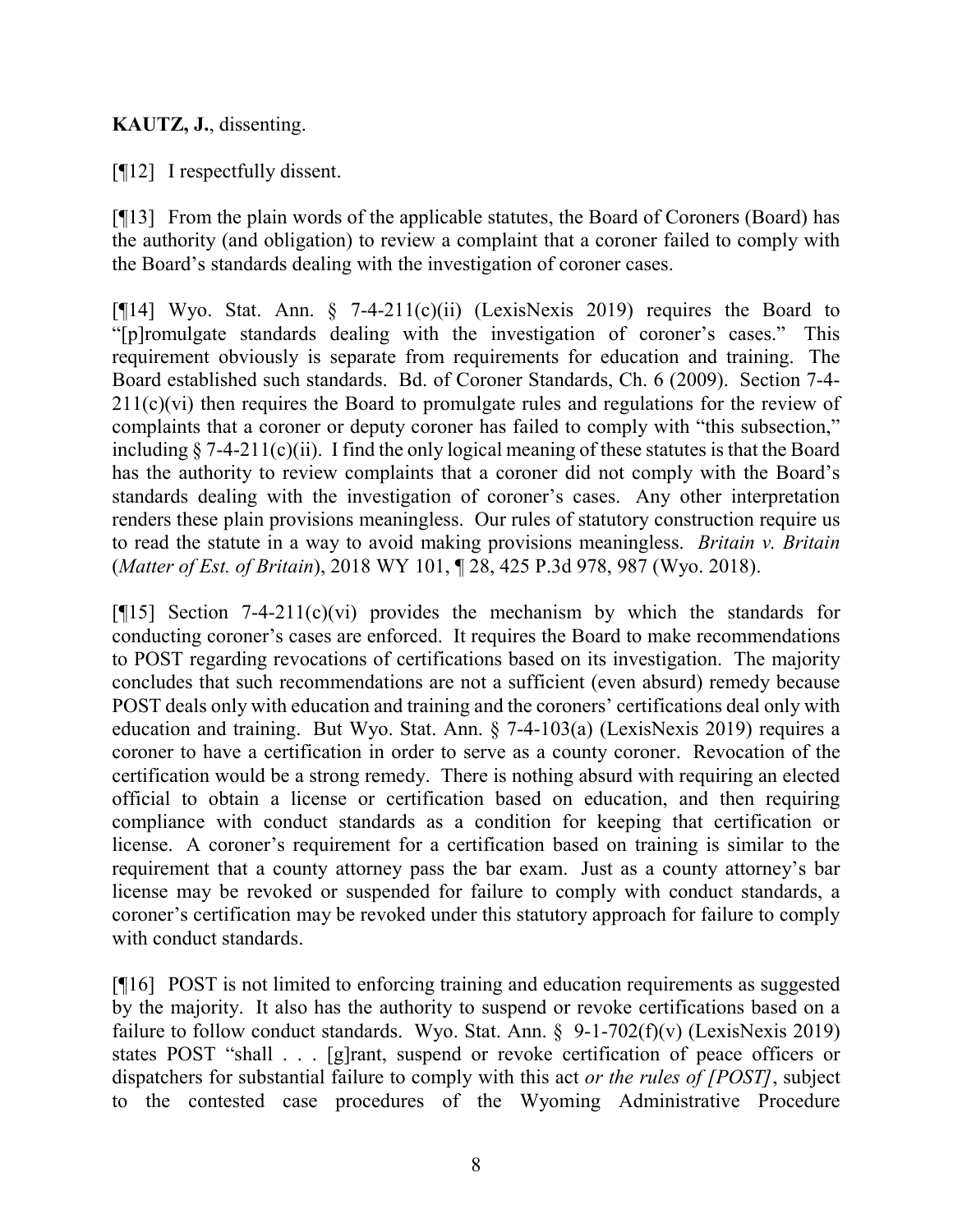**KAUTZ, J.**, dissenting.

[¶12] I respectfully dissent.

[¶13] From the plain words of the applicable statutes, the Board of Coroners (Board) has the authority (and obligation) to review a complaint that a coroner failed to comply with the Board's standards dealing with the investigation of coroner cases.

[¶14] Wyo. Stat. Ann. § 7-4-211(c)(ii) (LexisNexis 2019) requires the Board to "[p]romulgate standards dealing with the investigation of coroner's cases." This requirement obviously is separate from requirements for education and training. The Board established such standards. Bd. of Coroner Standards, Ch. 6 (2009). Section 7-4-211(c)(vi) then requires the Board to promulgate rules and regulations for the review of complaints that a coroner or deputy coroner has failed to comply with "this subsection," including § 7-4-211(c)(ii). I find the only logical meaning of these statutes is that the Board has the authority to review complaints that a coroner did not comply with the Board's standards dealing with the investigation of coroner's cases. Any other interpretation renders these plain provisions meaningless. Our rules of statutory construction require us to read the statute in a way to avoid making provisions meaningless. *Britain v. Britain* (*Matter of Est. of Britain*), 2018 WY 101, ¶ 28, 425 P.3d 978, 987 (Wyo. 2018).

[¶15] Section 7-4-211(c)(vi) provides the mechanism by which the standards for conducting coroner's cases are enforced. It requires the Board to make recommendations to POST regarding revocations of certifications based on its investigation. The majority concludes that such recommendations are not a sufficient (even absurd) remedy because POST deals only with education and training and the coroners' certifications deal only with education and training. But Wyo. Stat. Ann. § 7-4-103(a) (LexisNexis 2019) requires a coroner to have a certification in order to serve as a county coroner. Revocation of the certification would be a strong remedy. There is nothing absurd with requiring an elected official to obtain a license or certification based on education, and then requiring compliance with conduct standards as a condition for keeping that certification or license. A coroner's requirement for a certification based on training is similar to the requirement that a county attorney pass the bar exam. Just as a county attorney's bar license may be revoked or suspended for failure to comply with conduct standards, a coroner's certification may be revoked under this statutory approach for failure to comply with conduct standards.

[¶16] POST is not limited to enforcing training and education requirements as suggested by the majority. It also has the authority to suspend or revoke certifications based on a failure to follow conduct standards. Wyo. Stat. Ann. § 9-1-702(f)(v) (LexisNexis 2019) states POST "shall . . . [g]rant, suspend or revoke certification of peace officers or dispatchers for substantial failure to comply with this act *or the rules of [POST]*, subject to the contested case procedures of the Wyoming Administrative Procedure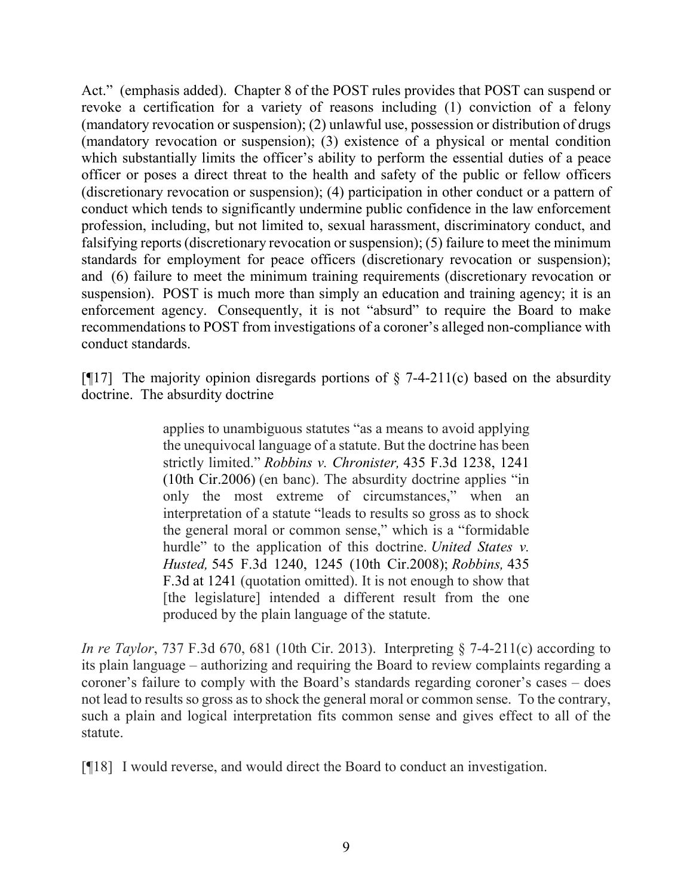Act." (emphasis added). Chapter 8 of the POST rules provides that POST can suspend or revoke a certification for a variety of reasons including (1) conviction of a felony (mandatory revocation or suspension); (2) unlawful use, possession or distribution of drugs (mandatory revocation or suspension); (3) existence of a physical or mental condition which substantially limits the officer's ability to perform the essential duties of a peace officer or poses a direct threat to the health and safety of the public or fellow officers (discretionary revocation or suspension); (4) participation in other conduct or a pattern of conduct which tends to significantly undermine public confidence in the law enforcement profession, including, but not limited to, sexual harassment, discriminatory conduct, and falsifying reports (discretionary revocation or suspension); (5) failure to meet the minimum standards for employment for peace officers (discretionary revocation or suspension); and (6) failure to meet the minimum training requirements (discretionary revocation or suspension). POST is much more than simply an education and training agency; it is an enforcement agency. Consequently, it is not "absurd" to require the Board to make recommendations to POST from investigations of a coroner's alleged non-compliance with conduct standards.

[¶17] The majority opinion disregards portions of § 7-4-211(c) based on the absurdity doctrine. The absurdity doctrine

> applies to unambiguous statutes "as a means to avoid applying the unequivocal language of a statute. But the doctrine has been strictly limited." *Robbins v. Chronister,* 435 F.3d 1238, 1241 (10th Cir.2006) (en banc). The absurdity doctrine applies "in only the most extreme of circumstances," when an interpretation of a statute "leads to results so gross as to shock the general moral or common sense," which is a "formidable hurdle" to the application of this doctrine. *United States v. Husted,* 545 F.3d 1240, 1245 (10th Cir.2008); *Robbins,* 435 F.3d at 1241 (quotation omitted). It is not enough to show that [the legislature] intended a different result from the one produced by the plain language of the statute.

*In re Taylor*, 737 F.3d 670, 681 (10th Cir. 2013). Interpreting § 7-4-211(c) according to its plain language – authorizing and requiring the Board to review complaints regarding a coroner's failure to comply with the Board's standards regarding coroner's cases – does not lead to results so gross as to shock the general moral or common sense. To the contrary, such a plain and logical interpretation fits common sense and gives effect to all of the statute.

[¶18] I would reverse, and would direct the Board to conduct an investigation.